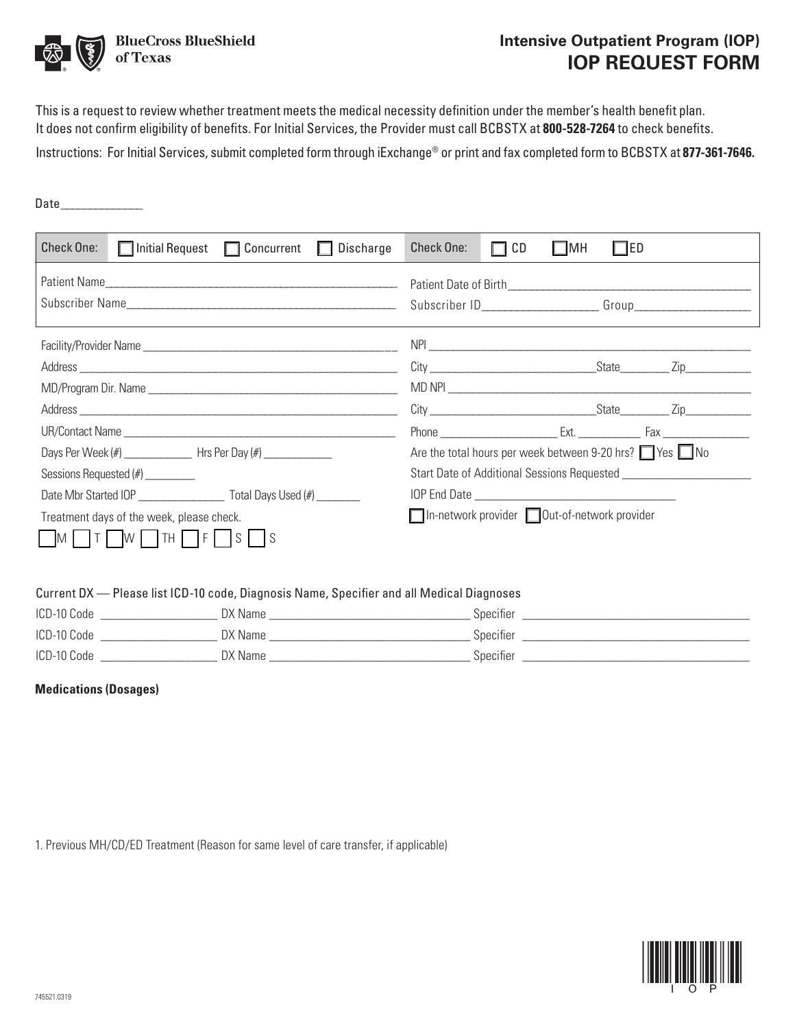BlueCross BlueShield of Texas

# Intensive Outpatient Program (IOP)
# IOP REQUEST FORM

This is a request to review whether treatment meets the medical necessity definition under the member's health benefit plan. It does not confirm eligibility of benefits. For Initial Services, the Provider must call BCBSTX at **800-528-7264** to check benefits.

Instructions: For Initial Services, submit completed form through iExchange® or print and fax completed form to BCBSTX at **877-361-7646.**

Date_____________

| | |
|---|---|
| Check One: ☐ Initial Request ☐ Concurrent ☐ Discharge | Check One: ☐ CD ☐ MH ☐ ED |
| Patient Name________________________ | Patient Date of Birth________________________ |
| Subscriber Name________________________ | Subscriber ID__________________ Group__________________ |

| | |
|---|---|
| Facility/Provider Name ________________________ | NPI ________________________ |
| Address ________________________ | City ____________ State________ Zip__________ |
| MD/Program Dir. Name ________________________ | MD NPI ________________________ |
| Address ________________________ | City ____________ State________ Zip__________ |
| UR/Contact Name ________________________ | Phone ______________ Ext. __________ Fax ______________ |
| Days Per Week (#) ___________ Hrs Per Day (#) ___________ | Are the total hours per week between 9-20 hrs? ☐ Yes ☐ No |
| Sessions Requested (#) ________ | Start Date of Additional Sessions Requested ____________________ |
| Date Mbr Started IOP ______________ Total Days Used (#) _______ | IOP End Date ________________________ |
| Treatment days of the week, please check. ☐ M ☐ T ☐ W ☐ TH ☐ F ☐ S ☐ S | ☐ In-network provider ☐ Out-of-network provider |

Current DX — Please list ICD-10 code, Diagnosis Name, Specifier and all Medical Diagnoses

ICD-10 Code __________________ DX Name ______________________________ Specifier ______________________________

ICD-10 Code __________________ DX Name ______________________________ Specifier ______________________________

ICD-10 Code __________________ DX Name ______________________________ Specifier ______________________________

**Medications (Dosages)**

1. Previous MH/CD/ED Treatment (Reason for same level of care transfer, if applicable)

I O P

745521.0319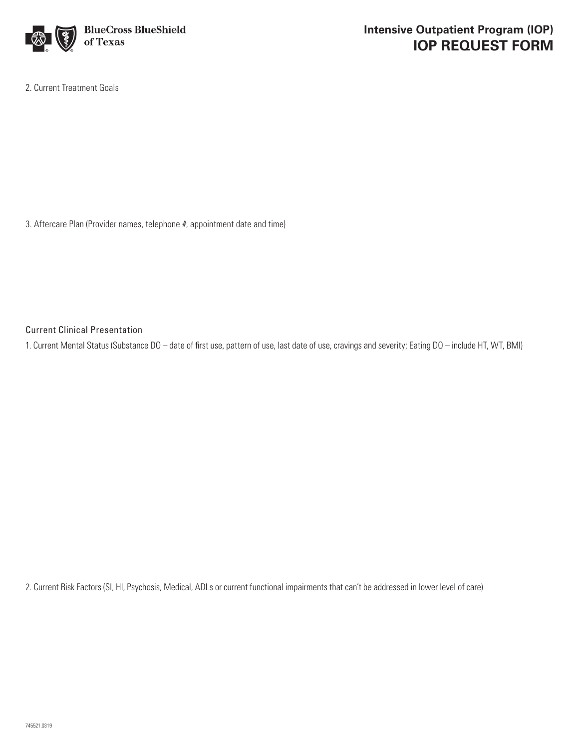2. Current Treatment Goals

3. Aftercare Plan (Provider names, telephone #, appointment date and time)

## Current Clinical Presentation

1. Current Mental Status (Substance DO – date of first use, pattern of use, last date of use, cravings and severity; Eating DO – include HT, WT, BMI)

2. Current Risk Factors (SI, HI, Psychosis, Medical, ADLs or current functional impairments that can't be addressed in lower level of care)

745521.0319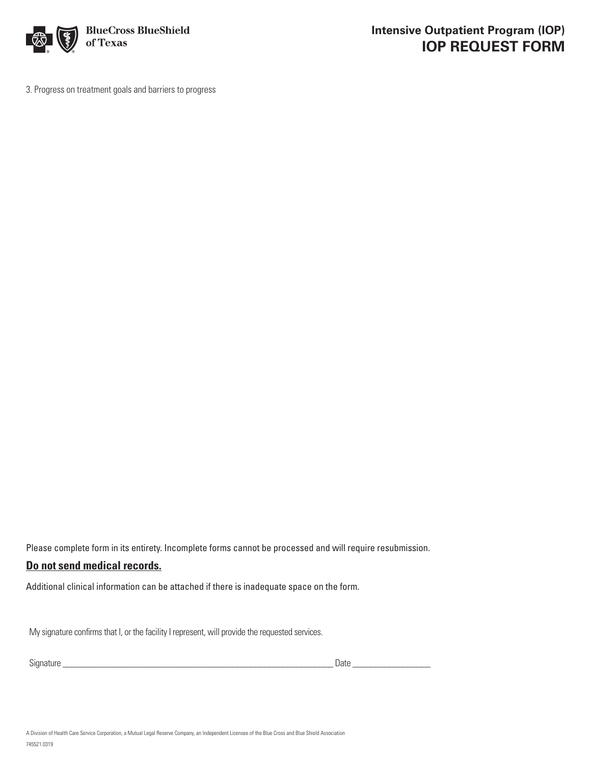3. Progress on treatment goals and barriers to progress

Please complete form in its entirety. Incomplete forms cannot be processed and will require resubmission.

**Do not send medical records.**

Additional clinical information can be attached if there is inadequate space on the form.

My signature confirms that I, or the facility I represent, will provide the requested services.

Signature ________________________________________________________________ Date __________________

A Division of Health Care Service Corporation, a Mutual Legal Reserve Company, an Independent Licensee of the Blue Cross and Blue Shield Association

745521.0319